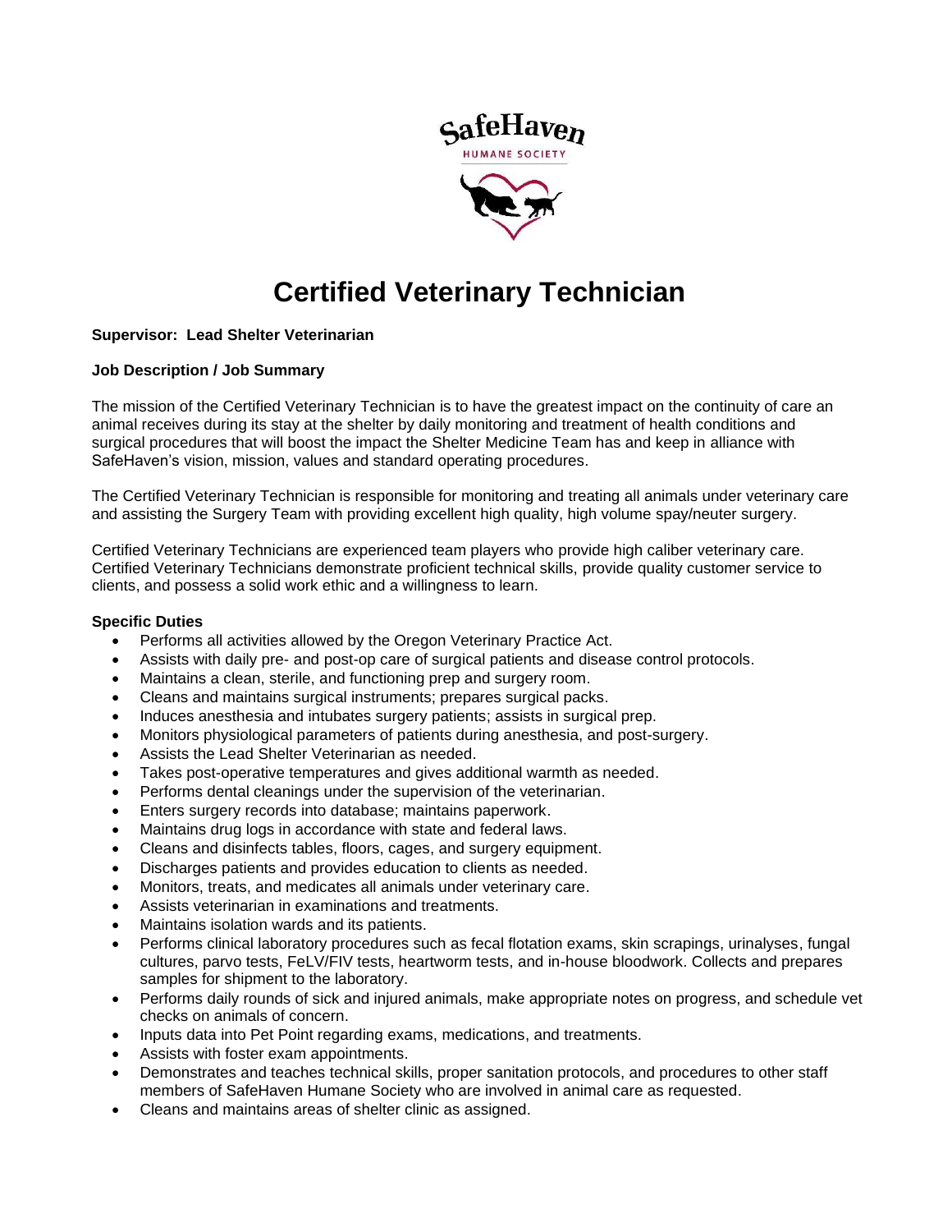SafeHaven

HUMANE SOCIETY

# Certified Veterinary Technician

**Supervisor: Lead Shelter Veterinarian**

**Job Description / Job Summary**

The mission of the Certified Veterinary Technician is to have the greatest impact on the continuity of care an animal receives during its stay at the shelter by daily monitoring and treatment of health conditions and surgical procedures that will boost the impact the Shelter Medicine Team has and keep in alliance with SafeHaven's vision, mission, values and standard operating procedures.

The Certified Veterinary Technician is responsible for monitoring and treating all animals under veterinary care and assisting the Surgery Team with providing excellent high quality, high volume spay/neuter surgery.

Certified Veterinary Technicians are experienced team players who provide high caliber veterinary care. Certified Veterinary Technicians demonstrate proficient technical skills, provide quality customer service to clients, and possess a solid work ethic and a willingness to learn.

**Specific Duties**

- Performs all activities allowed by the Oregon Veterinary Practice Act.
- Assists with daily pre- and post-op care of surgical patients and disease control protocols.
- Maintains a clean, sterile, and functioning prep and surgery room.
- Cleans and maintains surgical instruments; prepares surgical packs.
- Induces anesthesia and intubates surgery patients; assists in surgical prep.
- Monitors physiological parameters of patients during anesthesia, and post-surgery.
- Assists the Lead Shelter Veterinarian as needed.
- Takes post-operative temperatures and gives additional warmth as needed.
- Performs dental cleanings under the supervision of the veterinarian.
- Enters surgery records into database; maintains paperwork.
- Maintains drug logs in accordance with state and federal laws.
- Cleans and disinfects tables, floors, cages, and surgery equipment.
- Discharges patients and provides education to clients as needed.
- Monitors, treats, and medicates all animals under veterinary care.
- Assists veterinarian in examinations and treatments.
- Maintains isolation wards and its patients.
- Performs clinical laboratory procedures such as fecal flotation exams, skin scrapings, urinalyses, fungal cultures, parvo tests, FeLV/FIV tests, heartworm tests, and in-house bloodwork. Collects and prepares samples for shipment to the laboratory.
- Performs daily rounds of sick and injured animals, make appropriate notes on progress, and schedule vet checks on animals of concern.
- Inputs data into Pet Point regarding exams, medications, and treatments.
- Assists with foster exam appointments.
- Demonstrates and teaches technical skills, proper sanitation protocols, and procedures to other staff members of SafeHaven Humane Society who are involved in animal care as requested.
- Cleans and maintains areas of shelter clinic as assigned.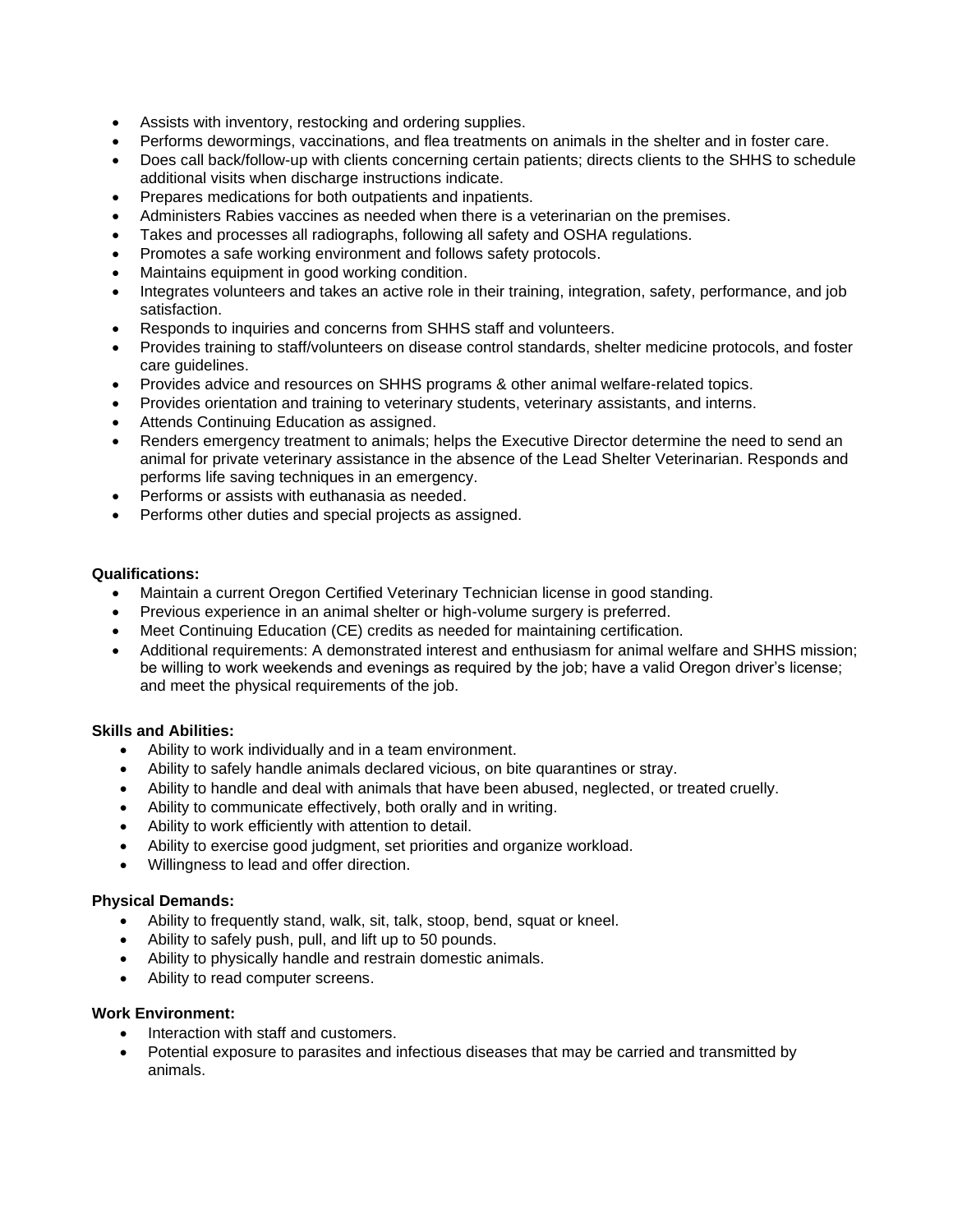- Assists with inventory, restocking and ordering supplies.
- Performs dewormings, vaccinations, and flea treatments on animals in the shelter and in foster care.
- Does call back/follow-up with clients concerning certain patients; directs clients to the SHHS to schedule additional visits when discharge instructions indicate.
- Prepares medications for both outpatients and inpatients.
- Administers Rabies vaccines as needed when there is a veterinarian on the premises.
- Takes and processes all radiographs, following all safety and OSHA regulations.
- Promotes a safe working environment and follows safety protocols.
- Maintains equipment in good working condition.
- Integrates volunteers and takes an active role in their training, integration, safety, performance, and job satisfaction.
- Responds to inquiries and concerns from SHHS staff and volunteers.
- Provides training to staff/volunteers on disease control standards, shelter medicine protocols, and foster care guidelines.
- Provides advice and resources on SHHS programs & other animal welfare-related topics.
- Provides orientation and training to veterinary students, veterinary assistants, and interns.
- Attends Continuing Education as assigned.
- Renders emergency treatment to animals; helps the Executive Director determine the need to send an animal for private veterinary assistance in the absence of the Lead Shelter Veterinarian. Responds and performs life saving techniques in an emergency.
- Performs or assists with euthanasia as needed.
- Performs other duties and special projects as assigned.

**Qualifications:**

- Maintain a current Oregon Certified Veterinary Technician license in good standing.
- Previous experience in an animal shelter or high-volume surgery is preferred.
- Meet Continuing Education (CE) credits as needed for maintaining certification.
- Additional requirements: A demonstrated interest and enthusiasm for animal welfare and SHHS mission; be willing to work weekends and evenings as required by the job; have a valid Oregon driver's license; and meet the physical requirements of the job.

**Skills and Abilities:**

- Ability to work individually and in a team environment.
- Ability to safely handle animals declared vicious, on bite quarantines or stray.
- Ability to handle and deal with animals that have been abused, neglected, or treated cruelly.
- Ability to communicate effectively, both orally and in writing.
- Ability to work efficiently with attention to detail.
- Ability to exercise good judgment, set priorities and organize workload.
- Willingness to lead and offer direction.

**Physical Demands:**

- Ability to frequently stand, walk, sit, talk, stoop, bend, squat or kneel.
- Ability to safely push, pull, and lift up to 50 pounds.
- Ability to physically handle and restrain domestic animals.
- Ability to read computer screens.

**Work Environment:**

- Interaction with staff and customers.
- Potential exposure to parasites and infectious diseases that may be carried and transmitted by animals.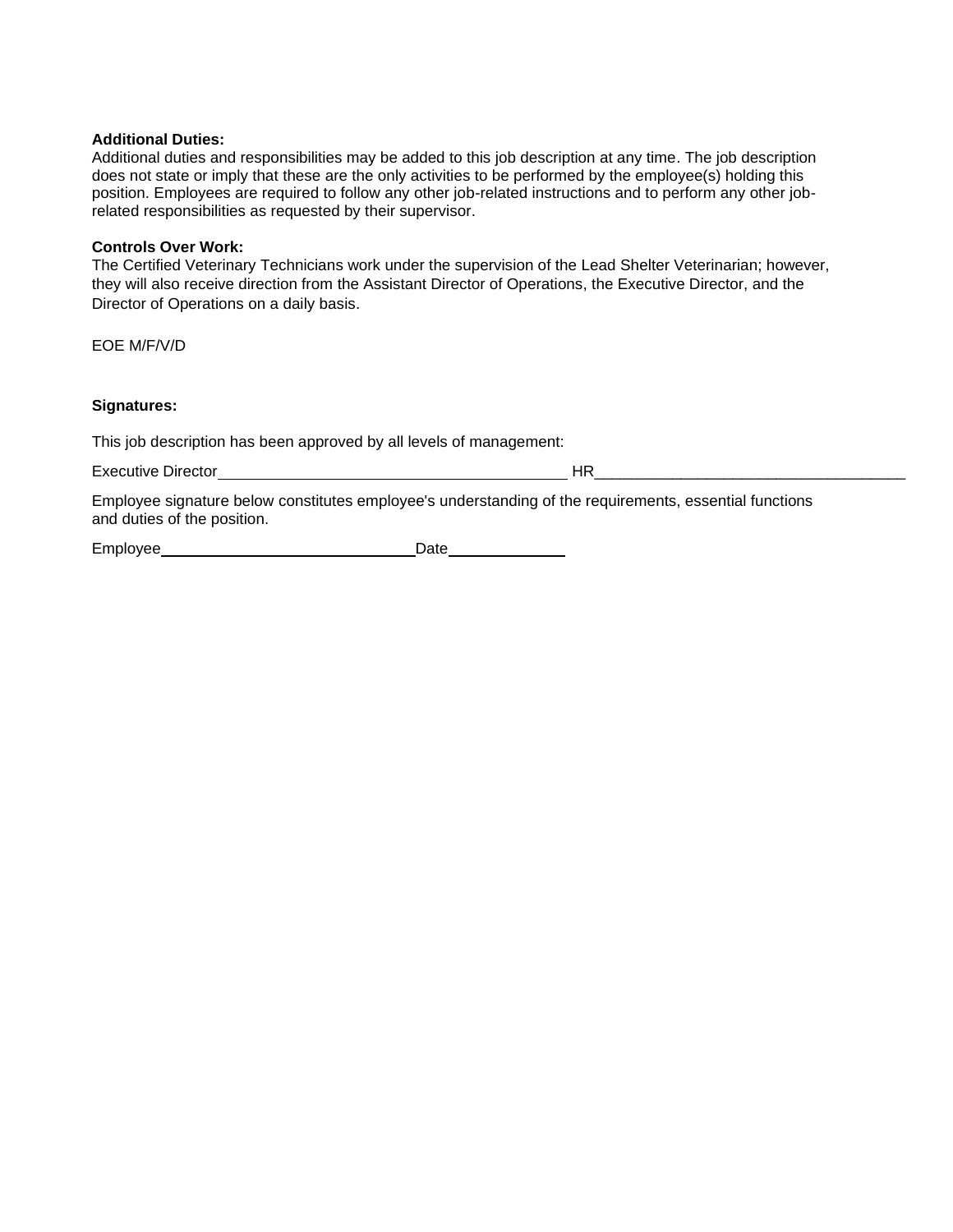**Additional Duties:**
Additional duties and responsibilities may be added to this job description at any time. The job description does not state or imply that these are the only activities to be performed by the employee(s) holding this position. Employees are required to follow any other job-related instructions and to perform any other job-related responsibilities as requested by their supervisor.

**Controls Over Work:**
The Certified Veterinary Technicians work under the supervision of the Lead Shelter Veterinarian; however, they will also receive direction from the Assistant Director of Operations, the Executive Director, and the Director of Operations on a daily basis.

EOE M/F/V/D

**Signatures:**

This job description has been approved by all levels of management:

Executive Director________________________________________ HR____________________________________

Employee signature below constitutes employee's understanding of the requirements, essential functions and duties of the position.

Employee______________________________Date_____________